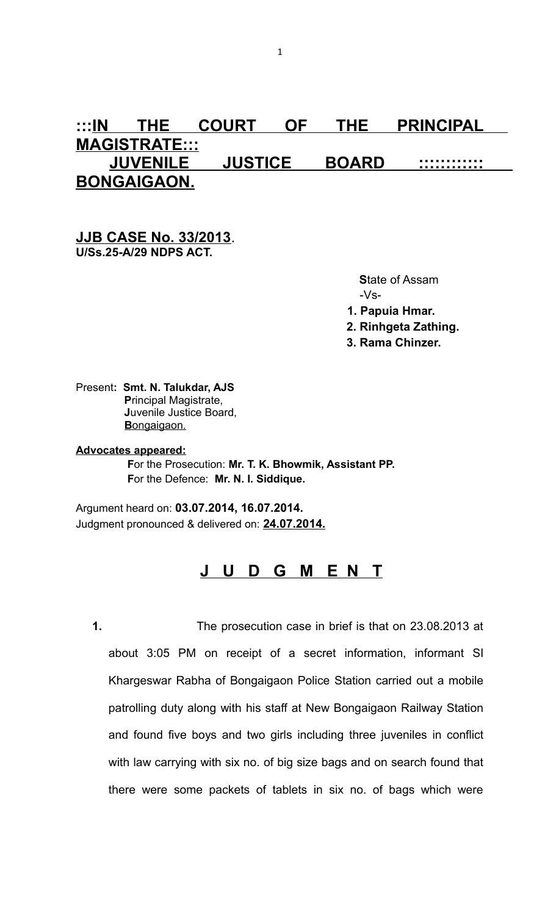# :::IN THE COURT OF THE PRINCIPAL MAGISTRATE::: JUVENILE JUSTICE BOARD ::::::::::: BONGAIGAON.

**JJB CASE No. 33/2013.**
**U/Ss.25-A/29 NDPS ACT.**

**S**tate of Assam
-Vs-

1. **Papuia Hmar.**
2. **Rinhgeta Zathing.**
3. **Rama Chinzer.**

Present**: Smt. N. Talukdar, AJS**
**P**rincipal Magistrate,
**J**uvenile Justice Board,
**B**ongaigaon.

**Advocates appeared:**

**F**or the Prosecution: **Mr. T. K. Bhowmik, Assistant PP.**
**F**or the Defence: **Mr. N. I. Siddique.**

Argument heard on: **03.07.2014, 16.07.2014.**
Judgment pronounced & delivered on: **24.07.2014.**

## J U D G M E N T

1. The prosecution case in brief is that on 23.08.2013 at about 3:05 PM on receipt of a secret information, informant SI Khargeswar Rabha of Bongaigaon Police Station carried out a mobile patrolling duty along with his staff at New Bongaigaon Railway Station and found five boys and two girls including three juveniles in conflict with law carrying with six no. of big size bags and on search found that there were some packets of tablets in six no. of bags which were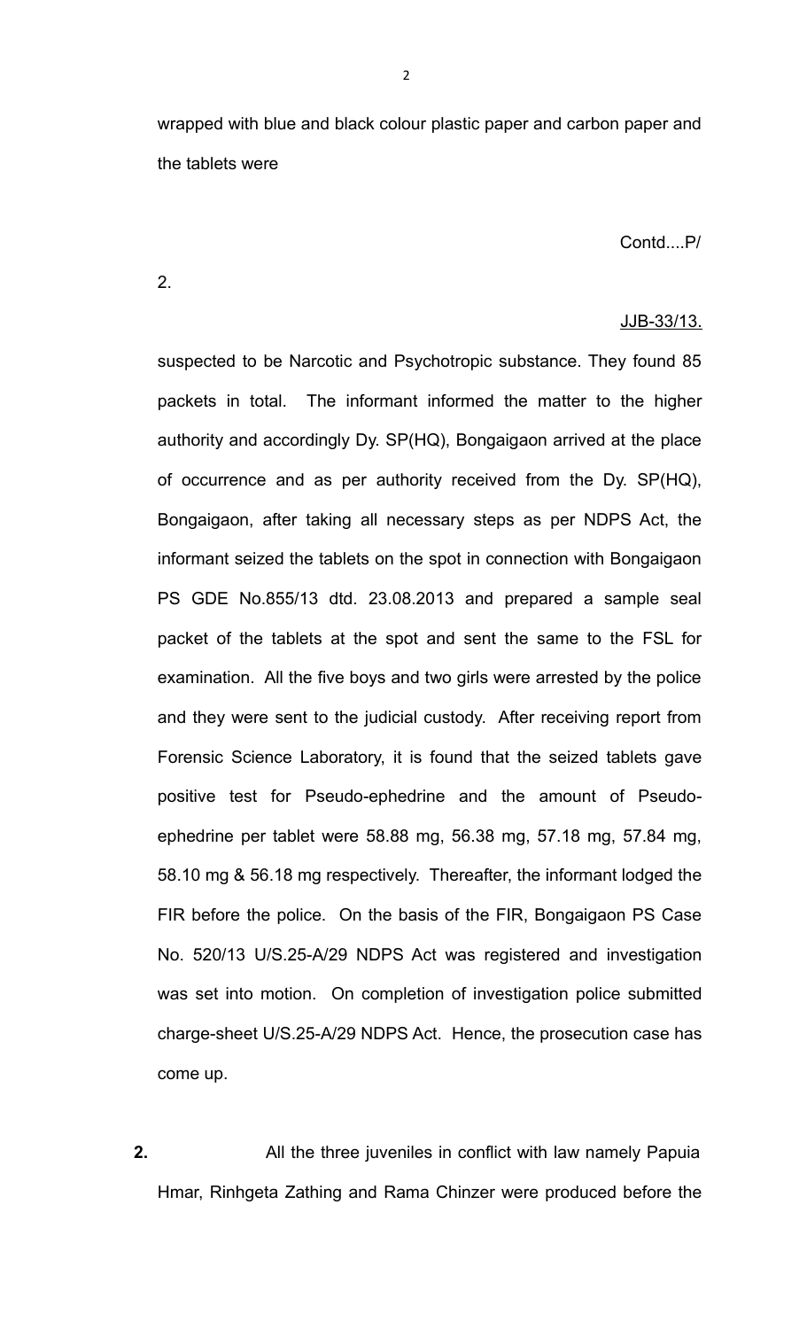wrapped with blue and black colour plastic paper and carbon paper and the tablets were

Contd....P/

2.

JJB-33/13.

suspected to be Narcotic and Psychotropic substance. They found 85 packets in total. The informant informed the matter to the higher authority and accordingly Dy. SP(HQ), Bongaigaon arrived at the place of occurrence and as per authority received from the Dy. SP(HQ), Bongaigaon, after taking all necessary steps as per NDPS Act, the informant seized the tablets on the spot in connection with Bongaigaon PS GDE No.855/13 dtd. 23.08.2013 and prepared a sample seal packet of the tablets at the spot and sent the same to the FSL for examination. All the five boys and two girls were arrested by the police and they were sent to the judicial custody. After receiving report from Forensic Science Laboratory, it is found that the seized tablets gave positive test for Pseudo-ephedrine and the amount of Pseudo-ephedrine per tablet were 58.88 mg, 56.38 mg, 57.18 mg, 57.84 mg, 58.10 mg & 56.18 mg respectively. Thereafter, the informant lodged the FIR before the police. On the basis of the FIR, Bongaigaon PS Case No. 520/13 U/S.25-A/29 NDPS Act was registered and investigation was set into motion. On completion of investigation police submitted charge-sheet U/S.25-A/29 NDPS Act. Hence, the prosecution case has come up.

**2.** All the three juveniles in conflict with law namely Papuia Hmar, Rinhgeta Zathing and Rama Chinzer were produced before the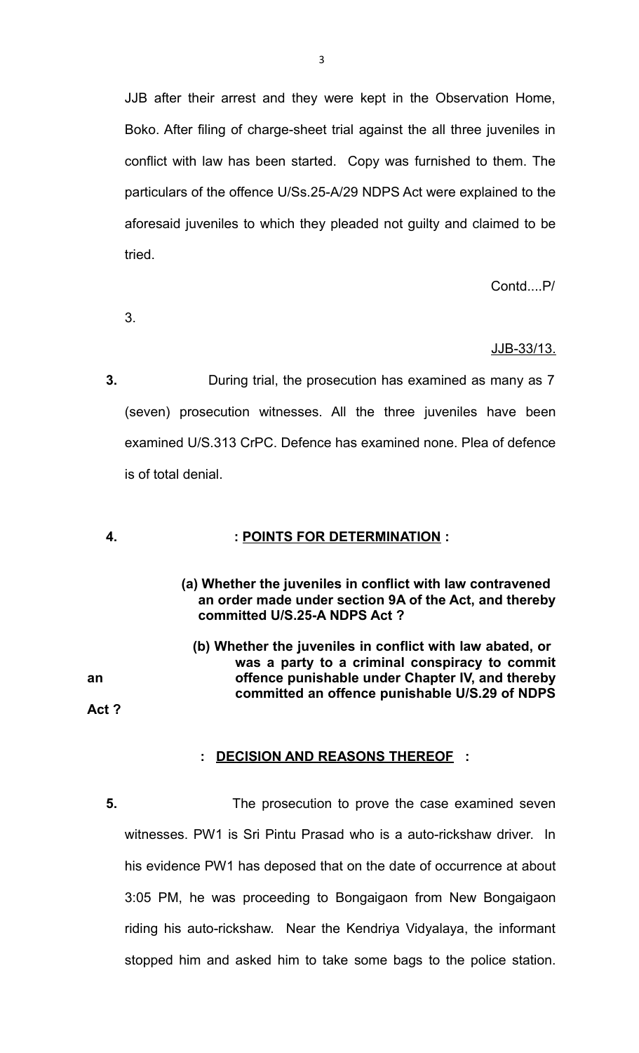JJB after their arrest and they were kept in the Observation Home, Boko. After filing of charge-sheet trial against the all three juveniles in conflict with law has been started. Copy was furnished to them. The particulars of the offence U/Ss.25-A/29 NDPS Act were explained to the aforesaid juveniles to which they pleaded not guilty and claimed to be tried.

Contd....P/

3.

JJB-33/13.

**3.** During trial, the prosecution has examined as many as 7 (seven) prosecution witnesses. All the three juveniles have been examined U/S.313 CrPC. Defence has examined none. Plea of defence is of total denial.

**4. : POINTS FOR DETERMINATION :**

**(a) Whether the juveniles in conflict with law contravened an order made under section 9A of the Act, and thereby committed U/S.25-A NDPS Act ?**

**(b) Whether the juveniles in conflict with law abated, or was a party to a criminal conspiracy to commit an offence punishable under Chapter IV, and thereby committed an offence punishable U/S.29 of NDPS Act ?**

**: DECISION AND REASONS THEREOF :**

**5.** The prosecution to prove the case examined seven witnesses. PW1 is Sri Pintu Prasad who is a auto-rickshaw driver. In his evidence PW1 has deposed that on the date of occurrence at about 3:05 PM, he was proceeding to Bongaigaon from New Bongaigaon riding his auto-rickshaw. Near the Kendriya Vidyalaya, the informant stopped him and asked him to take some bags to the police station.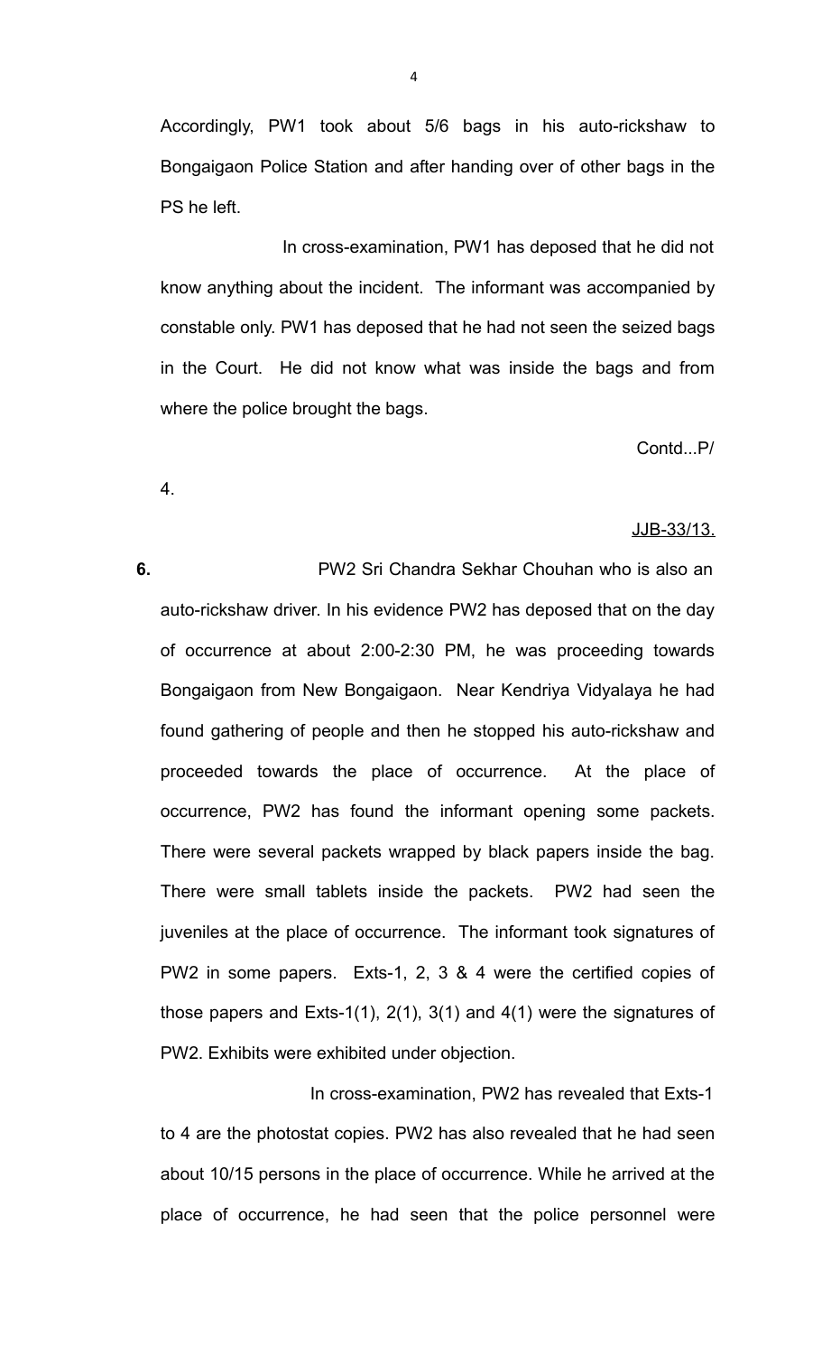Accordingly, PW1 took about 5/6 bags in his auto-rickshaw to Bongaigaon Police Station and after handing over of other bags in the PS he left.

In cross-examination, PW1 has deposed that he did not know anything about the incident. The informant was accompanied by constable only. PW1 has deposed that he had not seen the seized bags in the Court. He did not know what was inside the bags and from where the police brought the bags.

Contd...P/

4.

JJB-33/13.

**6.** PW2 Sri Chandra Sekhar Chouhan who is also an auto-rickshaw driver. In his evidence PW2 has deposed that on the day of occurrence at about 2:00-2:30 PM, he was proceeding towards Bongaigaon from New Bongaigaon. Near Kendriya Vidyalaya he had found gathering of people and then he stopped his auto-rickshaw and proceeded towards the place of occurrence. At the place of occurrence, PW2 has found the informant opening some packets. There were several packets wrapped by black papers inside the bag. There were small tablets inside the packets. PW2 had seen the juveniles at the place of occurrence. The informant took signatures of PW2 in some papers. Exts-1, 2, 3 & 4 were the certified copies of those papers and Exts-1(1), 2(1), 3(1) and 4(1) were the signatures of PW2. Exhibits were exhibited under objection.

In cross-examination, PW2 has revealed that Exts-1 to 4 are the photostat copies. PW2 has also revealed that he had seen about 10/15 persons in the place of occurrence. While he arrived at the place of occurrence, he had seen that the police personnel were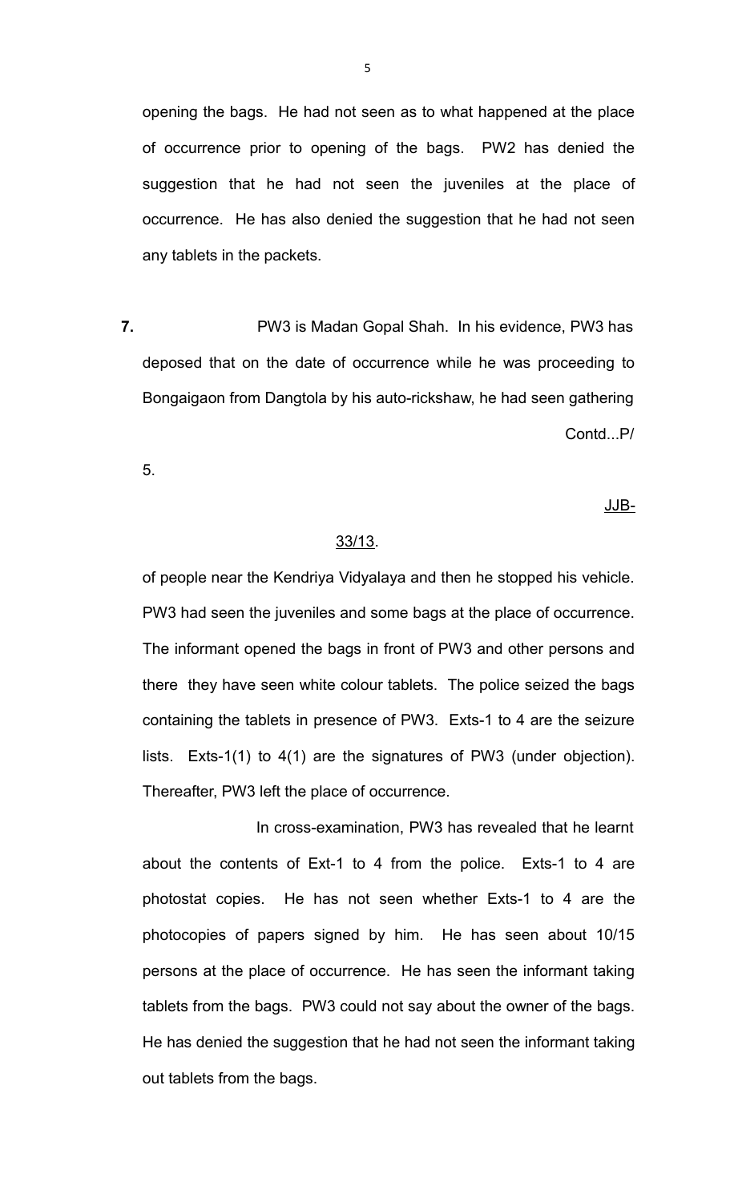opening the bags. He had not seen as to what happened at the place of occurrence prior to opening of the bags. PW2 has denied the suggestion that he had not seen the juveniles at the place of occurrence. He has also denied the suggestion that he had not seen any tablets in the packets.

**7.** PW3 is Madan Gopal Shah. In his evidence, PW3 has deposed that on the date of occurrence while he was proceeding to Bongaigaon from Dangtola by his auto-rickshaw, he had seen gathering of people near the Kendriya Vidyalaya and then he stopped his vehicle. PW3 had seen the juveniles and some bags at the place of occurrence. The informant opened the bags in front of PW3 and other persons and there they have seen white colour tablets. The police seized the bags containing the tablets in presence of PW3. Exts-1 to 4 are the seizure lists. Exts-1(1) to 4(1) are the signatures of PW3 (under objection). Thereafter, PW3 left the place of occurrence.

In cross-examination, PW3 has revealed that he learnt about the contents of Ext-1 to 4 from the police. Exts-1 to 4 are photostat copies. He has not seen whether Exts-1 to 4 are the photocopies of papers signed by him. He has seen about 10/15 persons at the place of occurrence. He has seen the informant taking tablets from the bags. PW3 could not say about the owner of the bags. He has denied the suggestion that he had not seen the informant taking out tablets from the bags.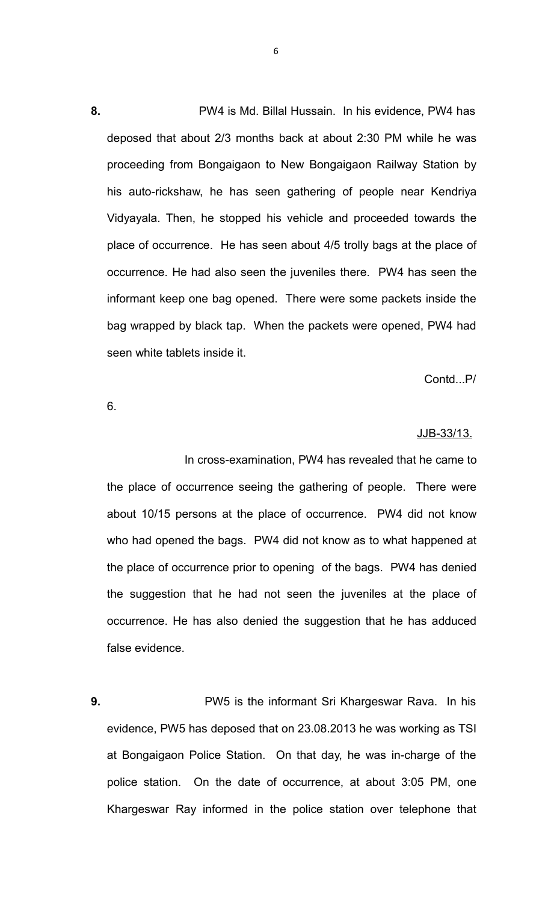**8.** PW4 is Md. Billal Hussain. In his evidence, PW4 has deposed that about 2/3 months back at about 2:30 PM while he was proceeding from Bongaigaon to New Bongaigaon Railway Station by his auto-rickshaw, he has seen gathering of people near Kendriya Vidyayala. Then, he stopped his vehicle and proceeded towards the place of occurrence. He has seen about 4/5 trolly bags at the place of occurrence. He had also seen the juveniles there. PW4 has seen the informant keep one bag opened. There were some packets inside the bag wrapped by black tap. When the packets were opened, PW4 had seen white tablets inside it.

Contd...P/

6.

JJB-33/13.

In cross-examination, PW4 has revealed that he came to the place of occurrence seeing the gathering of people. There were about 10/15 persons at the place of occurrence. PW4 did not know who had opened the bags. PW4 did not know as to what happened at the place of occurrence prior to opening of the bags. PW4 has denied the suggestion that he had not seen the juveniles at the place of occurrence. He has also denied the suggestion that he has adduced false evidence.

**9.** PW5 is the informant Sri Khargeswar Rava. In his evidence, PW5 has deposed that on 23.08.2013 he was working as TSI at Bongaigaon Police Station. On that day, he was in-charge of the police station. On the date of occurrence, at about 3:05 PM, one Khargeswar Ray informed in the police station over telephone that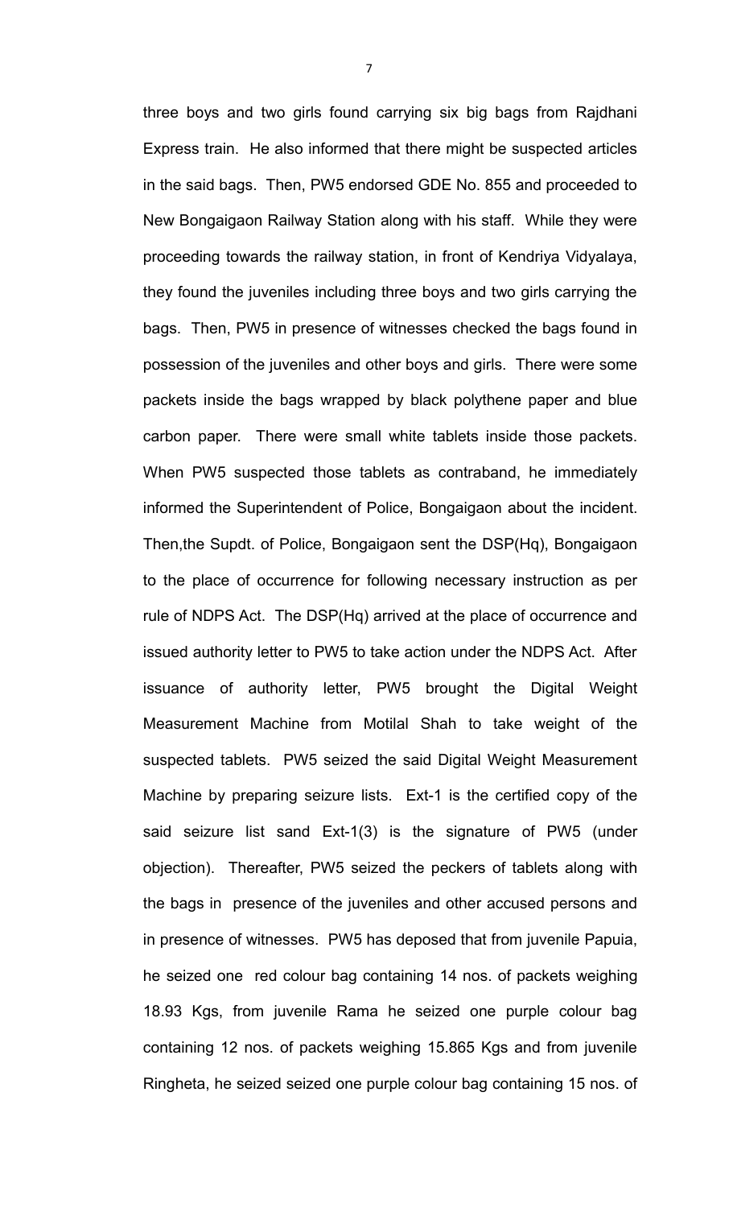three boys and two girls found carrying six big bags from Rajdhani Express train. He also informed that there might be suspected articles in the said bags. Then, PW5 endorsed GDE No. 855 and proceeded to New Bongaigaon Railway Station along with his staff. While they were proceeding towards the railway station, in front of Kendriya Vidyalaya, they found the juveniles including three boys and two girls carrying the bags. Then, PW5 in presence of witnesses checked the bags found in possession of the juveniles and other boys and girls. There were some packets inside the bags wrapped by black polythene paper and blue carbon paper. There were small white tablets inside those packets. When PW5 suspected those tablets as contraband, he immediately informed the Superintendent of Police, Bongaigaon about the incident. Then,the Supdt. of Police, Bongaigaon sent the DSP(Hq), Bongaigaon to the place of occurrence for following necessary instruction as per rule of NDPS Act. The DSP(Hq) arrived at the place of occurrence and issued authority letter to PW5 to take action under the NDPS Act. After issuance of authority letter, PW5 brought the Digital Weight Measurement Machine from Motilal Shah to take weight of the suspected tablets. PW5 seized the said Digital Weight Measurement Machine by preparing seizure lists. Ext-1 is the certified copy of the said seizure list sand Ext-1(3) is the signature of PW5 (under objection). Thereafter, PW5 seized the peckers of tablets along with the bags in presence of the juveniles and other accused persons and in presence of witnesses. PW5 has deposed that from juvenile Papuia, he seized one red colour bag containing 14 nos. of packets weighing 18.93 Kgs, from juvenile Rama he seized one purple colour bag containing 12 nos. of packets weighing 15.865 Kgs and from juvenile Ringheta, he seized seized one purple colour bag containing 15 nos. of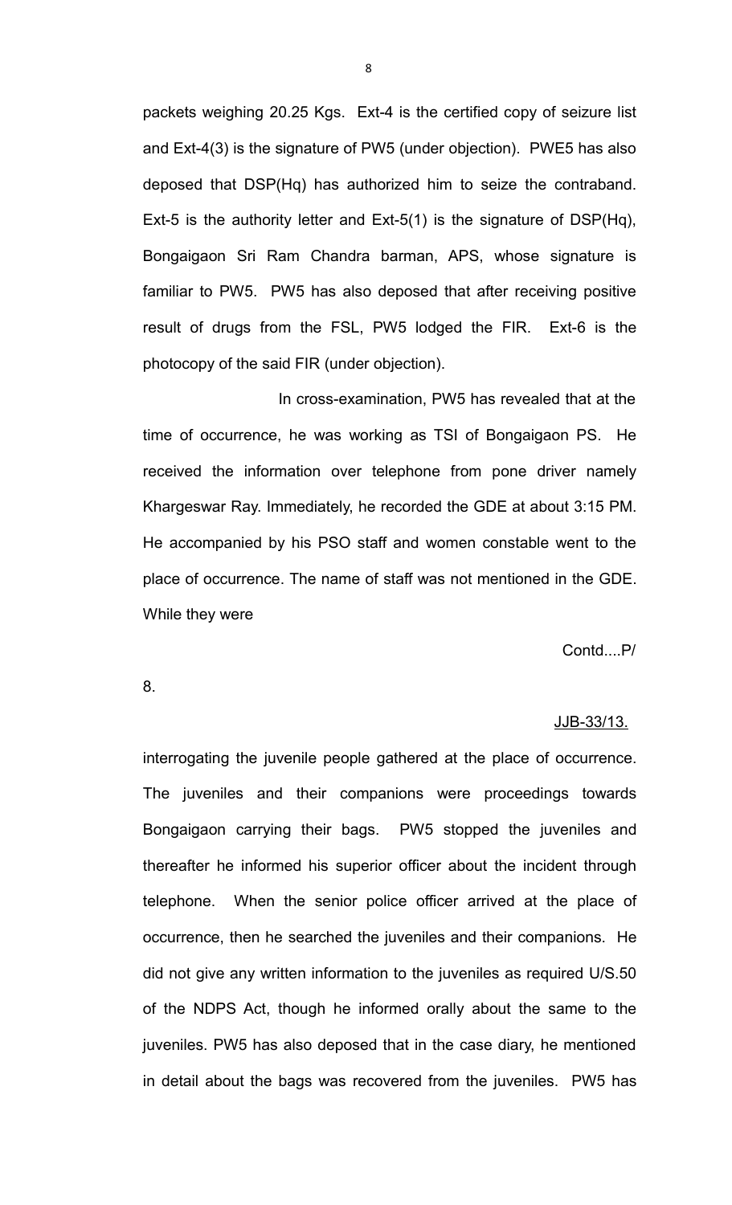packets weighing 20.25 Kgs. Ext-4 is the certified copy of seizure list and Ext-4(3) is the signature of PW5 (under objection). PWE5 has also deposed that DSP(Hq) has authorized him to seize the contraband. Ext-5 is the authority letter and Ext-5(1) is the signature of DSP(Hq), Bongaigaon Sri Ram Chandra barman, APS, whose signature is familiar to PW5. PW5 has also deposed that after receiving positive result of drugs from the FSL, PW5 lodged the FIR. Ext-6 is the photocopy of the said FIR (under objection).

In cross-examination, PW5 has revealed that at the time of occurrence, he was working as TSI of Bongaigaon PS. He received the information over telephone from pone driver namely Khargeswar Ray. Immediately, he recorded the GDE at about 3:15 PM. He accompanied by his PSO staff and women constable went to the place of occurrence. The name of staff was not mentioned in the GDE. While they were interrogating the juvenile people gathered at the place of occurrence. The juveniles and their companions were proceedings towards Bongaigaon carrying their bags. PW5 stopped the juveniles and thereafter he informed his superior officer about the incident through telephone. When the senior police officer arrived at the place of occurrence, then he searched the juveniles and their companions. He did not give any written information to the juveniles as required U/S.50 of the NDPS Act, though he informed orally about the same to the juveniles. PW5 has also deposed that in the case diary, he mentioned in detail about the bags was recovered from the juveniles. PW5 has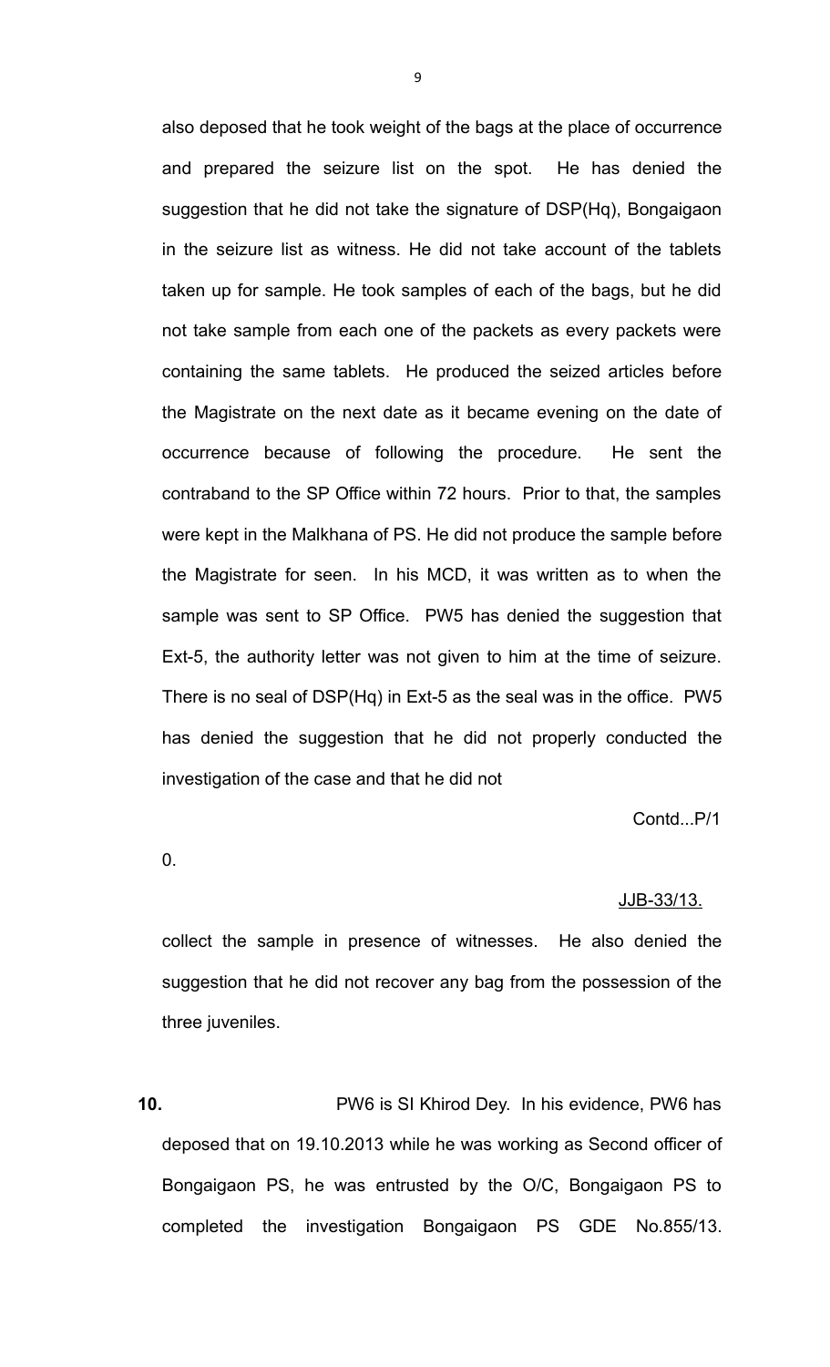also deposed that he took weight of the bags at the place of occurrence and prepared the seizure list on the spot. He has denied the suggestion that he did not take the signature of DSP(Hq), Bongaigaon in the seizure list as witness. He did not take account of the tablets taken up for sample. He took samples of each of the bags, but he did not take sample from each one of the packets as every packets were containing the same tablets. He produced the seized articles before the Magistrate on the next date as it became evening on the date of occurrence because of following the procedure. He sent the contraband to the SP Office within 72 hours. Prior to that, the samples were kept in the Malkhana of PS. He did not produce the sample before the Magistrate for seen. In his MCD, it was written as to when the sample was sent to SP Office. PW5 has denied the suggestion that Ext-5, the authority letter was not given to him at the time of seizure. There is no seal of DSP(Hq) in Ext-5 as the seal was in the office. PW5 has denied the suggestion that he did not properly conducted the investigation of the case and that he did not

Contd...P/10.

JJB-33/13.

collect the sample in presence of witnesses. He also denied the suggestion that he did not recover any bag from the possession of the three juveniles.

**10.** PW6 is SI Khirod Dey. In his evidence, PW6 has deposed that on 19.10.2013 while he was working as Second officer of Bongaigaon PS, he was entrusted by the O/C, Bongaigaon PS to completed the investigation Bongaigaon PS GDE No.855/13.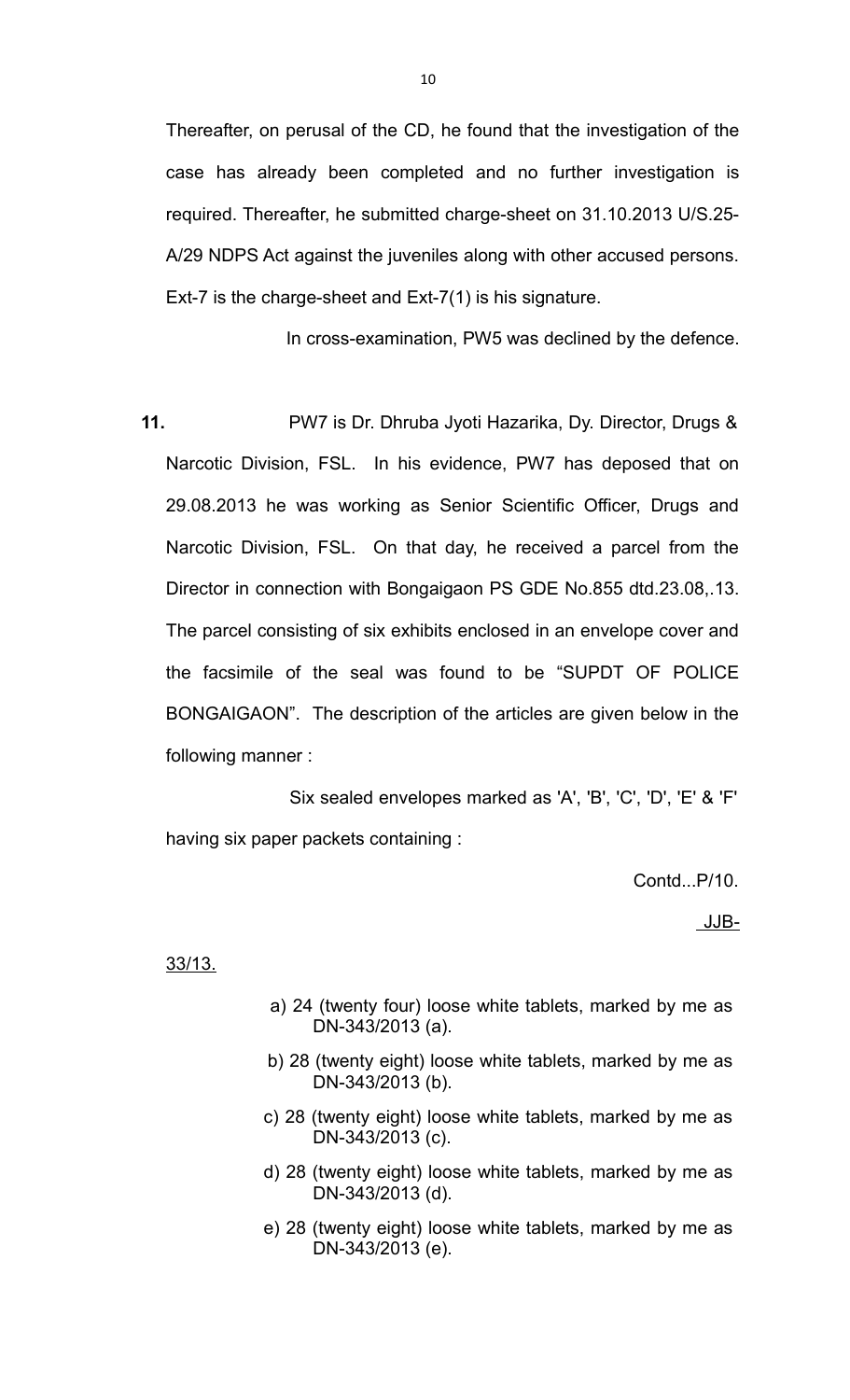Thereafter, on perusal of the CD, he found that the investigation of the case has already been completed and no further investigation is required. Thereafter, he submitted charge-sheet on 31.10.2013 U/S.25-A/29 NDPS Act against the juveniles along with other accused persons. Ext-7 is the charge-sheet and Ext-7(1) is his signature.

In cross-examination, PW5 was declined by the defence.

**11.** PW7 is Dr. Dhruba Jyoti Hazarika, Dy. Director, Drugs & Narcotic Division, FSL. In his evidence, PW7 has deposed that on 29.08.2013 he was working as Senior Scientific Officer, Drugs and Narcotic Division, FSL. On that day, he received a parcel from the Director in connection with Bongaigaon PS GDE No.855 dtd.23.08,.13. The parcel consisting of six exhibits enclosed in an envelope cover and the facsimile of the seal was found to be "SUPDT OF POLICE BONGAIGAON". The description of the articles are given below in the following manner :

Six sealed envelopes marked as 'A', 'B', 'C', 'D', 'E' & 'F' having six paper packets containing :

Contd...P/10.

JJB-33/13.

a) 24 (twenty four) loose white tablets, marked by me as DN-343/2013 (a).

b) 28 (twenty eight) loose white tablets, marked by me as DN-343/2013 (b).

c) 28 (twenty eight) loose white tablets, marked by me as DN-343/2013 (c).

d) 28 (twenty eight) loose white tablets, marked by me as DN-343/2013 (d).

e) 28 (twenty eight) loose white tablets, marked by me as DN-343/2013 (e).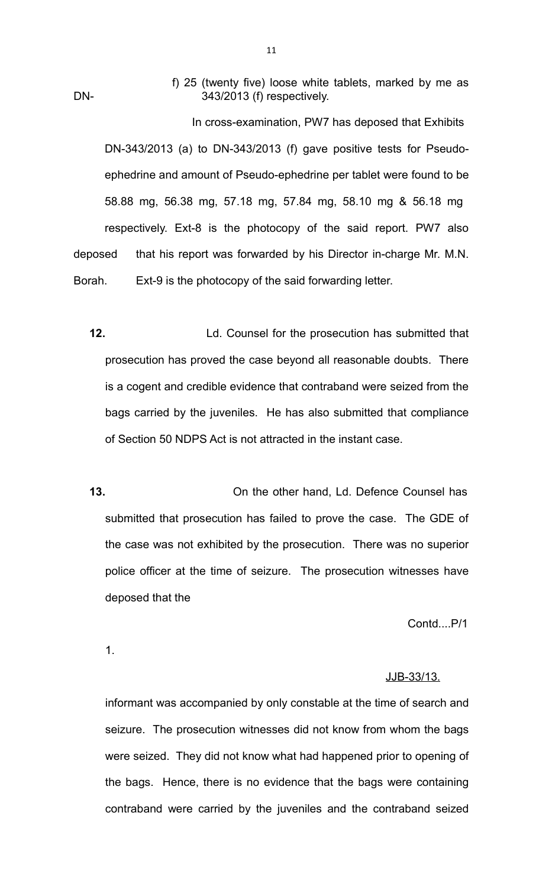f) 25 (twenty five) loose white tablets, marked by me as DN-343/2013 (f) respectively.

In cross-examination, PW7 has deposed that Exhibits DN-343/2013 (a) to DN-343/2013 (f) gave positive tests for Pseudo-ephedrine and amount of Pseudo-ephedrine per tablet were found to be 58.88 mg, 56.38 mg, 57.18 mg, 57.84 mg, 58.10 mg & 56.18 mg respectively. Ext-8 is the photocopy of the said report. PW7 also deposed that his report was forwarded by his Director in-charge Mr. M.N. Borah. Ext-9 is the photocopy of the said forwarding letter.

**12.** Ld. Counsel for the prosecution has submitted that prosecution has proved the case beyond all reasonable doubts. There is a cogent and credible evidence that contraband were seized from the bags carried by the juveniles. He has also submitted that compliance of Section 50 NDPS Act is not attracted in the instant case.

**13.** On the other hand, Ld. Defence Counsel has submitted that prosecution has failed to prove the case. The GDE of the case was not exhibited by the prosecution. There was no superior police officer at the time of seizure. The prosecution witnesses have deposed that the

Contd....P/1

1.

JJB-33/13.

informant was accompanied by only constable at the time of search and seizure. The prosecution witnesses did not know from whom the bags were seized. They did not know what had happened prior to opening of the bags. Hence, there is no evidence that the bags were containing contraband were carried by the juveniles and the contraband seized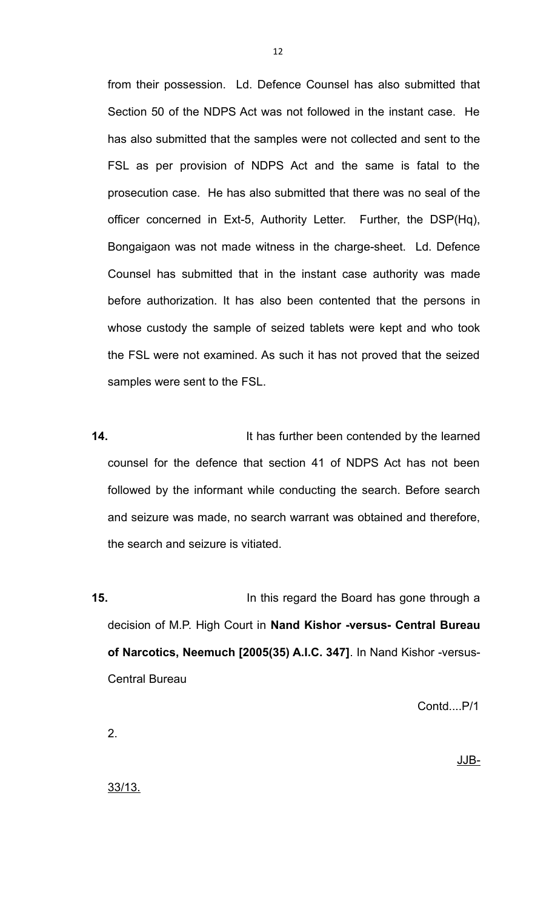from their possession. Ld. Defence Counsel has also submitted that Section 50 of the NDPS Act was not followed in the instant case. He has also submitted that the samples were not collected and sent to the FSL as per provision of NDPS Act and the same is fatal to the prosecution case. He has also submitted that there was no seal of the officer concerned in Ext-5, Authority Letter. Further, the DSP(Hq), Bongaigaon was not made witness in the charge-sheet. Ld. Defence Counsel has submitted that in the instant case authority was made before authorization. It has also been contented that the persons in whose custody the sample of seized tablets were kept and who took the FSL were not examined. As such it has not proved that the seized samples were sent to the FSL.

**14.** It has further been contended by the learned counsel for the defence that section 41 of NDPS Act has not been followed by the informant while conducting the search. Before search and seizure was made, no search warrant was obtained and therefore, the search and seizure is vitiated.

**15.** In this regard the Board has gone through a decision of M.P. High Court in **Nand Kishor -versus- Central Bureau of Narcotics, Neemuch [2005(35) A.I.C. 347]**. In Nand Kishor -versus- Central Bureau

Contd....P/12.

JJB-33/13.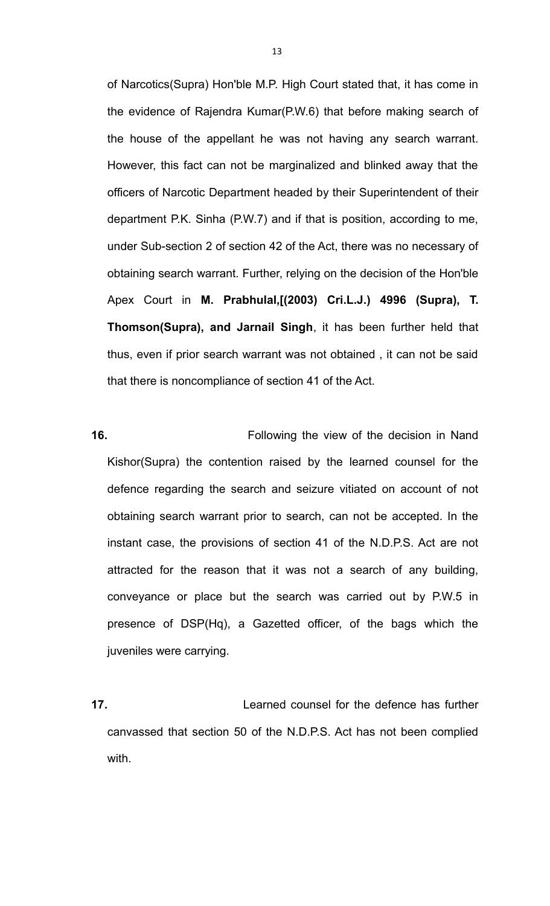of Narcotics(Supra) Hon'ble M.P. High Court stated that, it has come in the evidence of Rajendra Kumar(P.W.6) that before making search of the house of the appellant he was not having any search warrant. However, this fact can not be marginalized and blinked away that the officers of Narcotic Department headed by their Superintendent of their department P.K. Sinha (P.W.7) and if that is position, according to me, under Sub-section 2 of section 42 of the Act, there was no necessary of obtaining search warrant. Further, relying on the decision of the Hon'ble Apex Court in **M. Prabhulal,[(2003) Cri.L.J.) 4996 (Supra), T. Thomson(Supra), and Jarnail Singh**, it has been further held that thus, even if prior search warrant was not obtained , it can not be said that there is noncompliance of section 41 of the Act.

**16.** Following the view of the decision in Nand Kishor(Supra) the contention raised by the learned counsel for the defence regarding the search and seizure vitiated on account of not obtaining search warrant prior to search, can not be accepted. In the instant case, the provisions of section 41 of the N.D.P.S. Act are not attracted for the reason that it was not a search of any building, conveyance or place but the search was carried out by P.W.5 in presence of DSP(Hq), a Gazetted officer, of the bags which the juveniles were carrying.

**17.** Learned counsel for the defence has further canvassed that section 50 of the N.D.P.S. Act has not been complied with.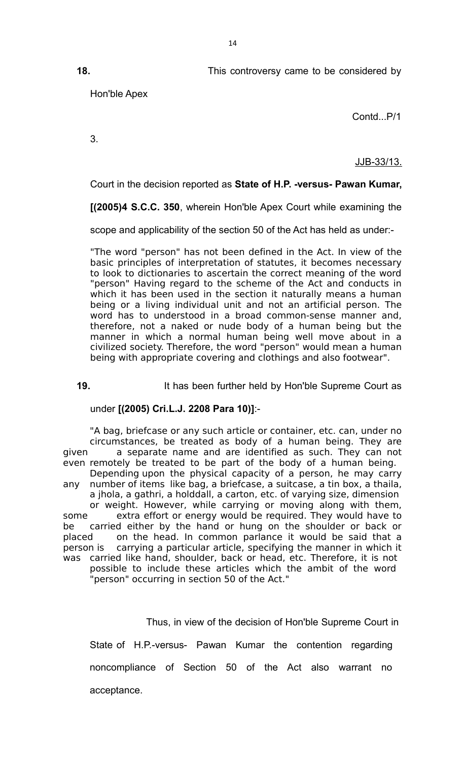**18.** This controversy came to be considered by Hon'ble Apex

Contd...P/1

3.

JJB-33/13.

Court in the decision reported as **State of H.P. -versus- Pawan Kumar, [(2005)4 S.C.C. 350**, wherein Hon'ble Apex Court while examining the scope and applicability of the section 50 of the Act has held as under:-

"The word "person" has not been defined in the Act. In view of the basic principles of interpretation of statutes, it becomes necessary to look to dictionaries to ascertain the correct meaning of the word "person" Having regard to the scheme of the Act and conducts in which it has been used in the section it naturally means a human being or a living individual unit and not an artificial person. The word has to understood in a broad common-sense manner and, therefore, not a naked or nude body of a human being but the manner in which a normal human being well move about in a civilized society. Therefore, the word "person" would mean a human being with appropriate covering and clothings and also footwear".

**19.** It has been further held by Hon'ble Supreme Court as under **[(2005) Cri.L.J. 2208 Para 10)]**:-

"A bag, briefcase or any such article or container, etc. can, under no circumstances, be treated as body of a human being. They are given a separate name and are identified as such. They can not even remotely be treated to be part of the body of a human being. Depending upon the physical capacity of a person, he may carry any number of items like bag, a briefcase, a suitcase, a tin box, a thaila, a jhola, a gathri, a holddall, a carton, etc. of varying size, dimension or weight. However, while carrying or moving along with them, some extra effort or energy would be required. They would have to be carried either by the hand or hung on the shoulder or back or placed on the head. In common parlance it would be said that a person is carrying a particular article, specifying the manner in which it was carried like hand, shoulder, back or head, etc. Therefore, it is not possible to include these articles which the ambit of the word "person" occurring in section 50 of the Act."

Thus, in view of the decision of Hon'ble Supreme Court in State of H.P.-versus- Pawan Kumar the contention regarding noncompliance of Section 50 of the Act also warrant no acceptance.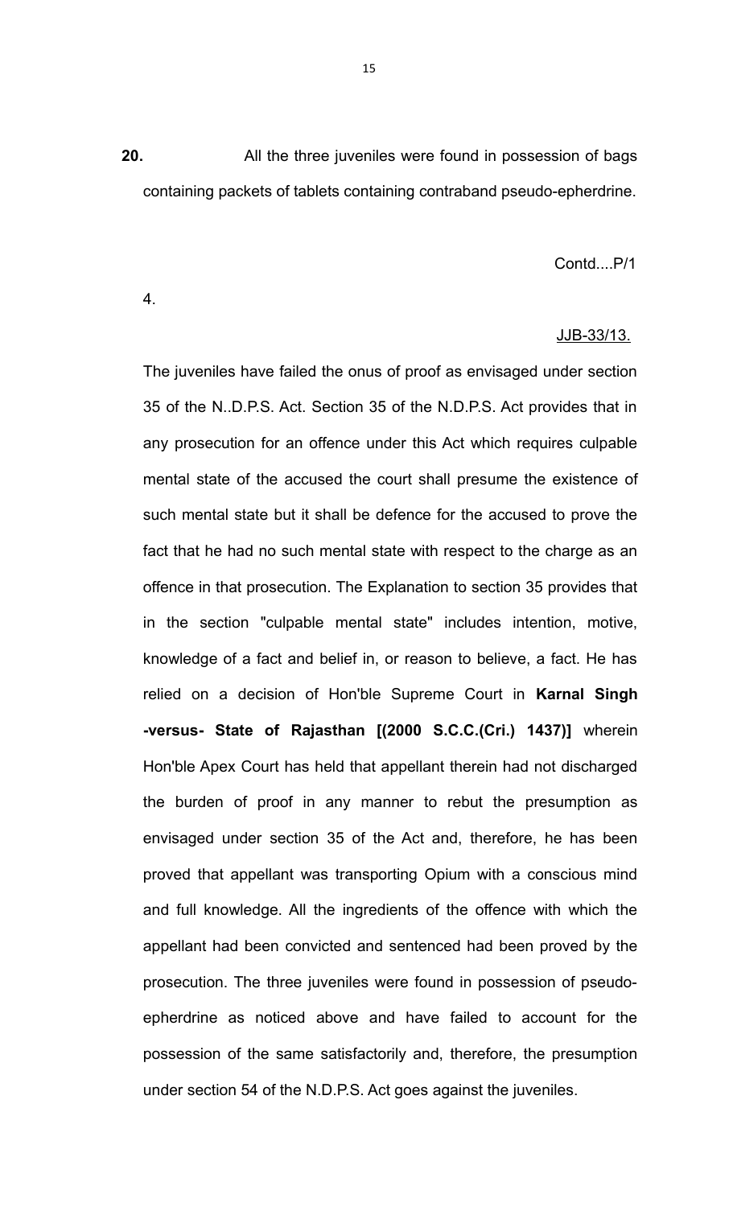**20.** All the three juveniles were found in possession of bags containing packets of tablets containing contraband pseudo-epherdrine.

Contd....P/1

4.

JJB-33/13.

The juveniles have failed the onus of proof as envisaged under section 35 of the N..D.P.S. Act. Section 35 of the N.D.P.S. Act provides that in any prosecution for an offence under this Act which requires culpable mental state of the accused the court shall presume the existence of such mental state but it shall be defence for the accused to prove the fact that he had no such mental state with respect to the charge as an offence in that prosecution. The Explanation to section 35 provides that in the section "culpable mental state" includes intention, motive, knowledge of a fact and belief in, or reason to believe, a fact. He has relied on a decision of Hon'ble Supreme Court in **Karnal Singh -versus- State of Rajasthan [(2000 S.C.C.(Cri.) 1437)]** wherein Hon'ble Apex Court has held that appellant therein had not discharged the burden of proof in any manner to rebut the presumption as envisaged under section 35 of the Act and, therefore, he has been proved that appellant was transporting Opium with a conscious mind and full knowledge. All the ingredients of the offence with which the appellant had been convicted and sentenced had been proved by the prosecution. The three juveniles were found in possession of pseudo-epherdrine as noticed above and have failed to account for the possession of the same satisfactorily and, therefore, the presumption under section 54 of the N.D.P.S. Act goes against the juveniles.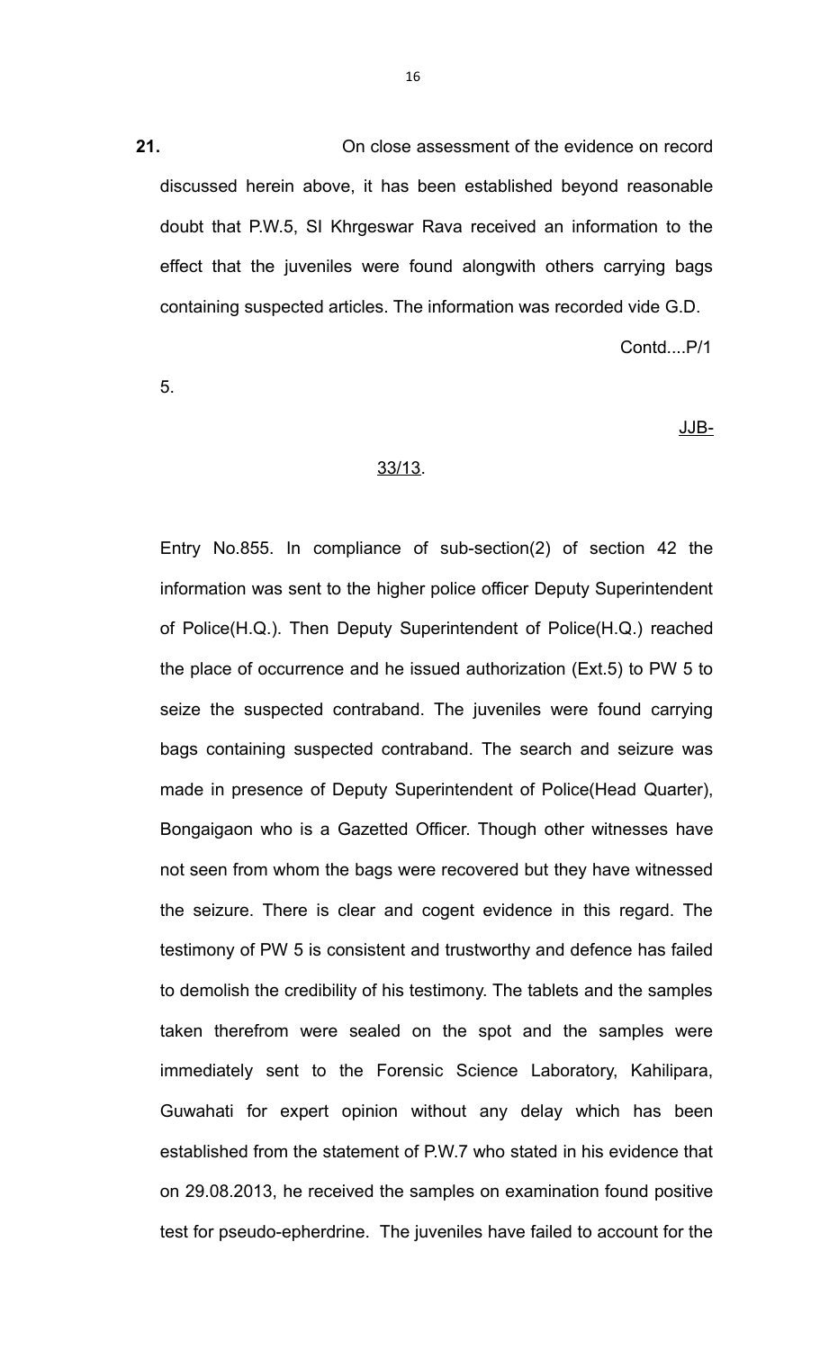**21.** On close assessment of the evidence on record discussed herein above, it has been established beyond reasonable doubt that P.W.5, SI Khrgeswar Rava received an information to the effect that the juveniles were found alongwith others carrying bags containing suspected articles. The information was recorded vide G.D. Entry No.855. In compliance of sub-section(2) of section 42 the information was sent to the higher police officer Deputy Superintendent of Police(H.Q.). Then Deputy Superintendent of Police(H.Q.) reached the place of occurrence and he issued authorization (Ext.5) to PW 5 to seize the suspected contraband. The juveniles were found carrying bags containing suspected contraband. The search and seizure was made in presence of Deputy Superintendent of Police(Head Quarter), Bongaigaon who is a Gazetted Officer. Though other witnesses have not seen from whom the bags were recovered but they have witnessed the seizure. There is clear and cogent evidence in this regard. The testimony of PW 5 is consistent and trustworthy and defence has failed to demolish the credibility of his testimony. The tablets and the samples taken therefrom were sealed on the spot and the samples were immediately sent to the Forensic Science Laboratory, Kahilipara, Guwahati for expert opinion without any delay which has been established from the statement of P.W.7 who stated in his evidence that on 29.08.2013, he received the samples on examination found positive test for pseudo-epherdrine. The juveniles have failed to account for the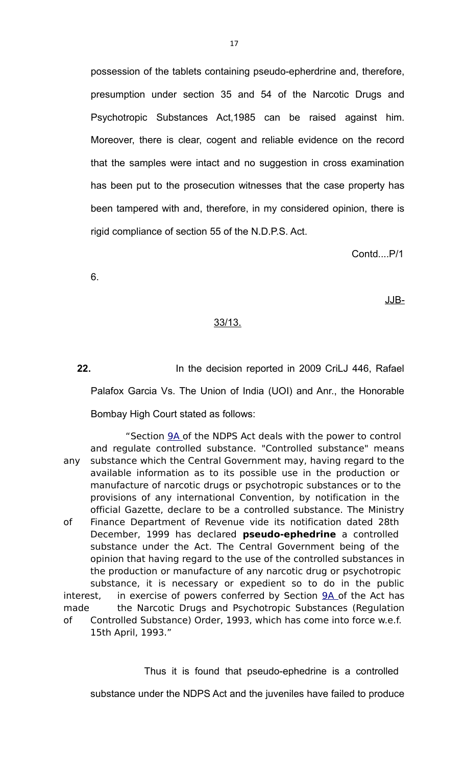possession of the tablets containing pseudo-epherdrine and, therefore, presumption under section 35 and 54 of the Narcotic Drugs and Psychotropic Substances Act,1985 can be raised against him. Moreover, there is clear, cogent and reliable evidence on the record that the samples were intact and no suggestion in cross examination has been put to the prosecution witnesses that the case property has been tampered with and, therefore, in my considered opinion, there is rigid compliance of section 55 of the N.D.P.S. Act.

Contd....P/1

6.

JJB-

33/13.

**22.** In the decision reported in 2009 CriLJ 446, Rafael Palafox Garcia Vs. The Union of India (UOI) and Anr., the Honorable Bombay High Court stated as follows:

> "Section 9A of the NDPS Act deals with the power to control and regulate controlled substance. "Controlled substance" means any substance which the Central Government may, having regard to the available information as to its possible use in the production or manufacture of narcotic drugs or psychotropic substances or to the provisions of any international Convention, by notification in the official Gazette, declare to be a controlled substance. The Ministry of Finance Department of Revenue vide its notification dated 28th December, 1999 has declared **pseudo-ephedrine** a controlled substance under the Act. The Central Government being of the opinion that having regard to the use of the controlled substances in the production or manufacture of any narcotic drug or psychotropic substance, it is necessary or expedient so to do in the public interest, in exercise of powers conferred by Section 9A of the Act has made the Narcotic Drugs and Psychotropic Substances (Regulation of Controlled Substance) Order, 1993, which has come into force w.e.f. 15th April, 1993."

Thus it is found that pseudo-ephedrine is a controlled substance under the NDPS Act and the juveniles have failed to produce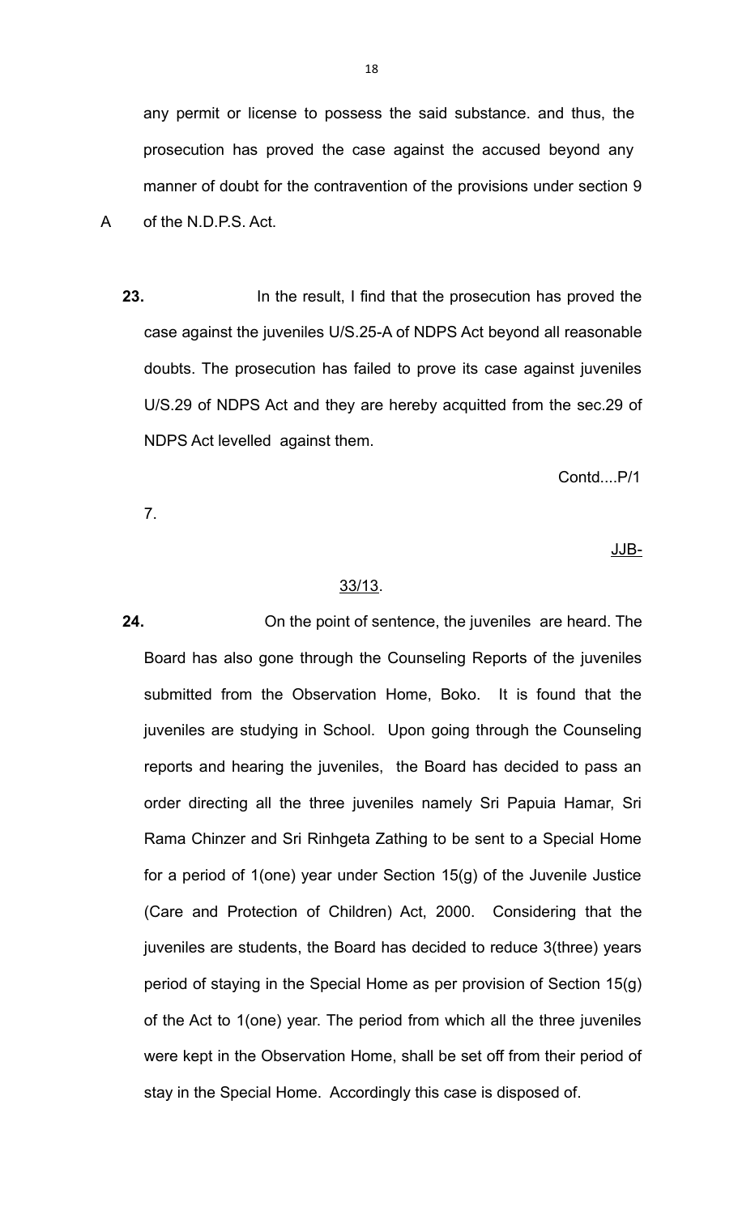any permit or license to possess the said substance. and thus, the prosecution has proved the case against the accused beyond any manner of doubt for the contravention of the provisions under section 9 A of the N.D.P.S. Act.

**23.** In the result, I find that the prosecution has proved the case against the juveniles U/S.25-A of NDPS Act beyond all reasonable doubts. The prosecution has failed to prove its case against juveniles U/S.29 of NDPS Act and they are hereby acquitted from the sec.29 of NDPS Act levelled against them.

Contd....P/1

7.

JJB-

33/13.

**24.** On the point of sentence, the juveniles are heard. The Board has also gone through the Counseling Reports of the juveniles submitted from the Observation Home, Boko. It is found that the juveniles are studying in School. Upon going through the Counseling reports and hearing the juveniles, the Board has decided to pass an order directing all the three juveniles namely Sri Papuia Hamar, Sri Rama Chinzer and Sri Rinhgeta Zathing to be sent to a Special Home for a period of 1(one) year under Section 15(g) of the Juvenile Justice (Care and Protection of Children) Act, 2000. Considering that the juveniles are students, the Board has decided to reduce 3(three) years period of staying in the Special Home as per provision of Section 15(g) of the Act to 1(one) year. The period from which all the three juveniles were kept in the Observation Home, shall be set off from their period of stay in the Special Home. Accordingly this case is disposed of.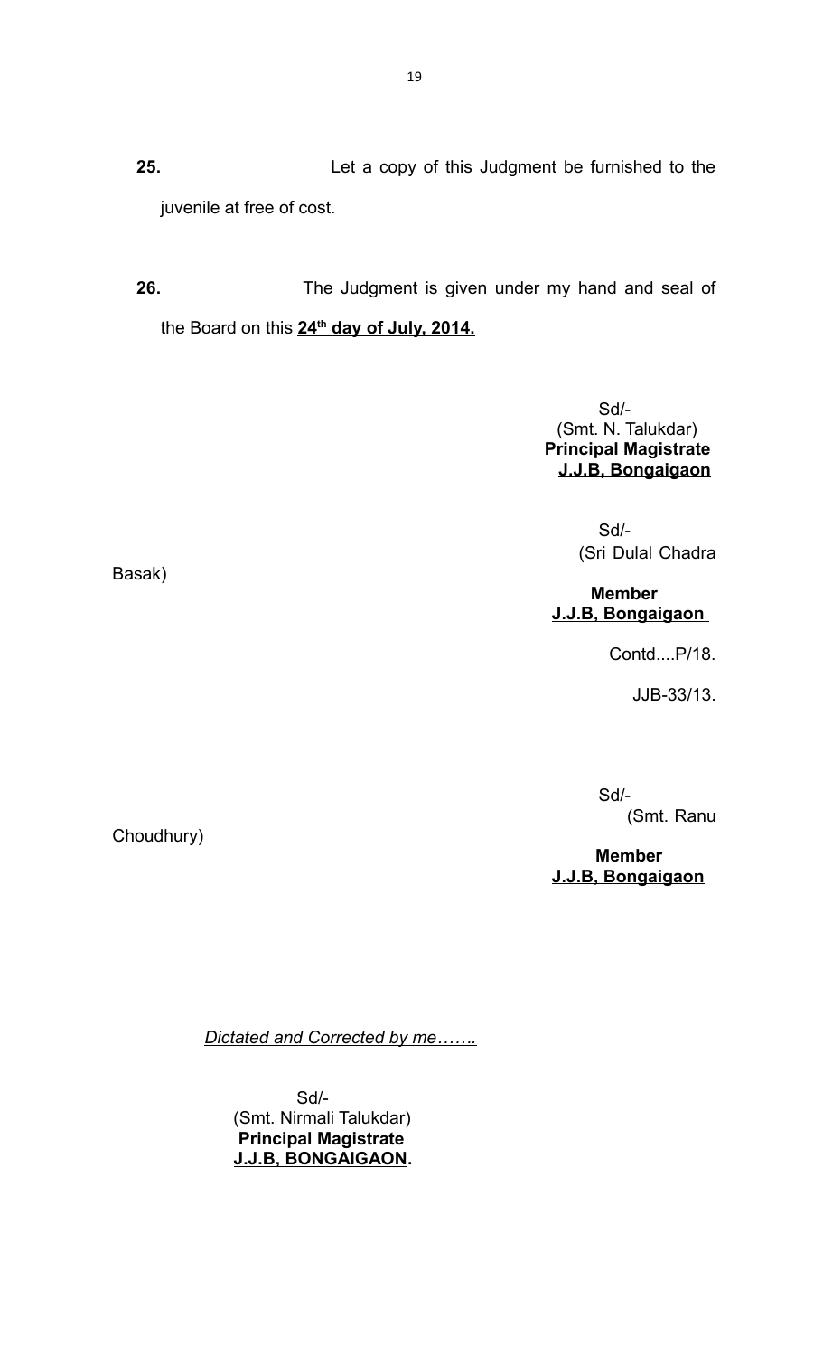**25.** Let a copy of this Judgment be furnished to the juvenile at free of cost.

**26.** The Judgment is given under my hand and seal of the Board on this **<u>24th day of July, 2014.</u>**

Sd/-
(Smt. N. Talukdar)
**Principal Magistrate**
**<u>J.J.B, Bongaigaon</u>**

Sd/-
(Sri Dulal Chadra Basak)
**Member**
**<u>J.J.B, Bongaigaon</u>**

Contd....P/18.

<u>JJB-33/13.</u>

Sd/-
(Smt. Ranu Choudhury)
**Member**
**<u>J.J.B, Bongaigaon</u>**

*<u>Dictated and Corrected by me</u>…….*

Sd/-
(Smt. Nirmali Talukdar)
**Principal Magistrate**
**<u>J.J.B, BONGAIGAON</u>.**